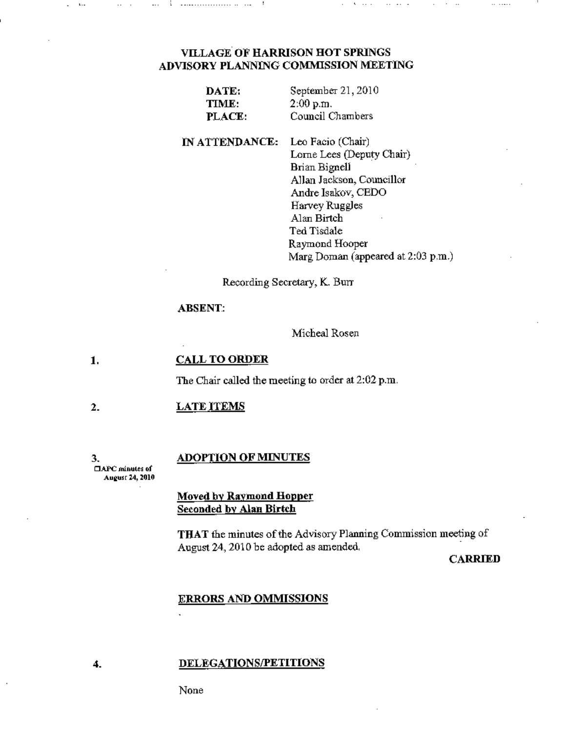# VILLAGE OF HARRISON HOT SPRINGS
## ADVISORY PLANNING COMMISSION MEETING

**DATE:** September 21, 2010
**TIME:** 2:00 p.m.
**PLACE:** Council Chambers

**IN ATTENDANCE:**
Leo Facio (Chair)
Lorne Lees (Deputy Chair)
Brian Bignell
Allan Jackson, Councillor
Andre Isakov, CEDO
Harvey Ruggles
Alan Birtch
Ted Tisdale
Raymond Hooper
Marg Doman (appeared at 2:03 p.m.)

Recording Secretary, K. Burr

**ABSENT:**

Micheal Rosen

### 1. CALL TO ORDER

The Chair called the meeting to order at 2:02 p.m.

### 2. LATE ITEMS

### 3. ADOPTION OF MINUTES

APC minutes of August 24, 2010

**Moved by Raymond Hopper**
**Seconded by Alan Birtch**

**THAT** the minutes of the Advisory Planning Commission meeting of August 24, 2010 be adopted as amended.

**CARRIED**

### ERRORS AND OMMISSIONS

### 4. DELEGATIONS/PETITIONS

None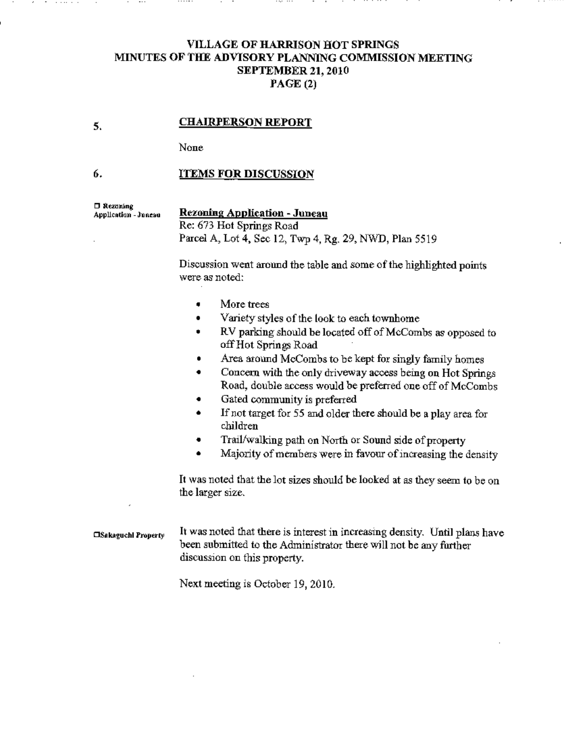## 5. CHAIRPERSON REPORT

None

## 6. ITEMS FOR DISCUSSION

☐ Rezoning Application - Juneau

**Rezoning Application - Juneau**
Re: 673 Hot Springs Road
Parcel A, Lot 4, Sec 12, Twp 4, Rg. 29, NWD, Plan 5519

Discussion went around the table and some of the highlighted points were as noted:

- More trees
- Variety styles of the look to each townhome
- RV parking should be located off of McCombs as opposed to off Hot Springs Road
- Area around McCombs to be kept for singly family homes
- Concern with the only driveway access being on Hot Springs Road, double access would be preferred one off of McCombs
- Gated community is preferred
- If not target for 55 and older there should be a play area for children
- Trail/walking path on North or Sound side of property
- Majority of members were in favour of increasing the density

It was noted that the lot sizes should be looked at as they seem to be on the larger size.

☐Sakaguchi Property

It was noted that there is interest in increasing density. Until plans have been submitted to the Administrator there will not be any further discussion on this property.

Next meeting is October 19, 2010.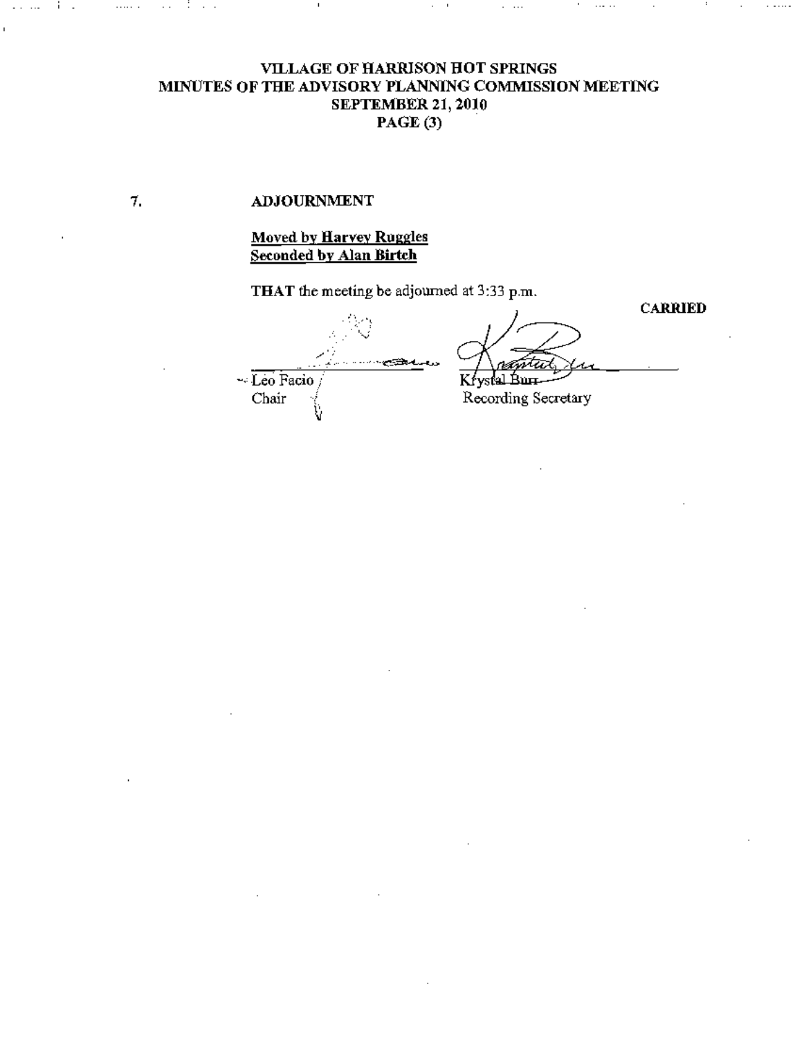7. **ADJOURNMENT**

**Moved by Harvey Ruggles**
**Seconded by Alan Birtch**

**THAT** the meeting be adjourned at 3:33 p.m.

**CARRIED**

Leo Facio
Chair

Krystal Burr
Recording Secretary